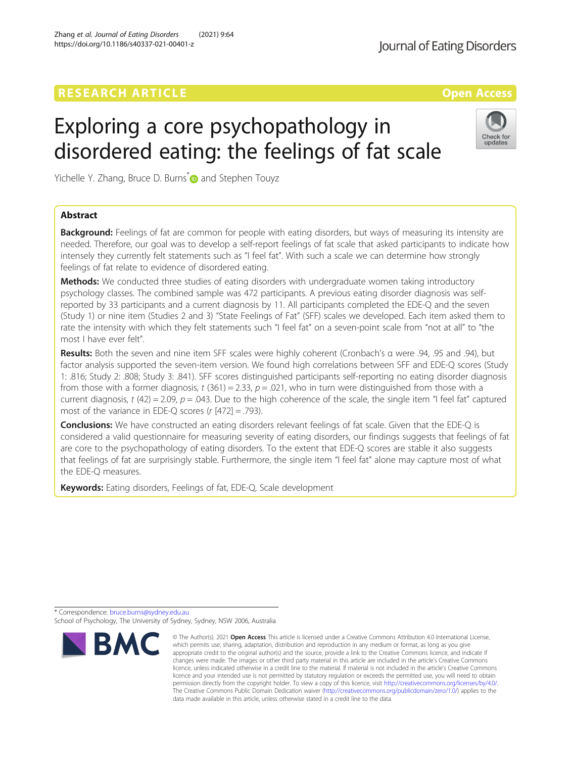RESEARCH ARTICLE

Open Access

# Exploring a core psychopathology in disordered eating: the feelings of fat scale

Yichelle Y. Zhang, Bruce D. Burns* and Stephen Touyz

## Abstract

**Background:** Feelings of fat are common for people with eating disorders, but ways of measuring its intensity are needed. Therefore, our goal was to develop a self-report feelings of fat scale that asked participants to indicate how intensely they currently felt statements such as "I feel fat". With such a scale we can determine how strongly feelings of fat relate to evidence of disordered eating.

**Methods:** We conducted three studies of eating disorders with undergraduate women taking introductory psychology classes. The combined sample was 472 participants. A previous eating disorder diagnosis was self-reported by 33 participants and a current diagnosis by 11. All participants completed the EDE-Q and the seven (Study 1) or nine item (Studies 2 and 3) "State Feelings of Fat" (SFF) scales we developed. Each item asked them to rate the intensity with which they felt statements such "I feel fat" on a seven-point scale from "not at all" to "the most I have ever felt".

**Results:** Both the seven and nine item SFF scales were highly coherent (Cronbach's α were .94, .95 and .94), but factor analysis supported the seven-item version. We found high correlations between SFF and EDE-Q scores (Study 1: .816; Study 2: .808; Study 3: .841). SFF scores distinguished participants self-reporting no eating disorder diagnosis from those with a former diagnosis, $t\ (361) = 2.33$, $p = .021$, who in turn were distinguished from those with a current diagnosis, $t\ (42) = 2.09$, $p = .043$. Due to the high coherence of the scale, the single item "I feel fat" captured most of the variance in EDE-Q scores ($r\ [472] = .793$).

**Conclusions:** We have constructed an eating disorders relevant feelings of fat scale. Given that the EDE-Q is considered a valid questionnaire for measuring severity of eating disorders, our findings suggests that feelings of fat are core to the psychopathology of eating disorders. To the extent that EDE-Q scores are stable it also suggests that feelings of fat are surprisingly stable. Furthermore, the single item "I feel fat" alone may capture most of what the EDE-Q measures.

**Keywords:** Eating disorders, Feelings of fat, EDE-Q, Scale development

---

* Correspondence: bruce.burns@sydney.edu.au
School of Psychology, The University of Sydney, Sydney, NSW 2006, Australia

© The Author(s). 2021 **Open Access** This article is licensed under a Creative Commons Attribution 4.0 International License, which permits use, sharing, adaptation, distribution and reproduction in any medium or format, as long as you give appropriate credit to the original author(s) and the source, provide a link to the Creative Commons licence, and indicate if changes were made. The images or other third party material in this article are included in the article's Creative Commons licence, unless indicated otherwise in a credit line to the material. If material is not included in the article's Creative Commons licence and your intended use is not permitted by statutory regulation or exceeds the permitted use, you will need to obtain permission directly from the copyright holder. To view a copy of this licence, visit http://creativecommons.org/licenses/by/4.0/. The Creative Commons Public Domain Dedication waiver (http://creativecommons.org/publicdomain/zero/1.0/) applies to the data made available in this article, unless otherwise stated in a credit line to the data.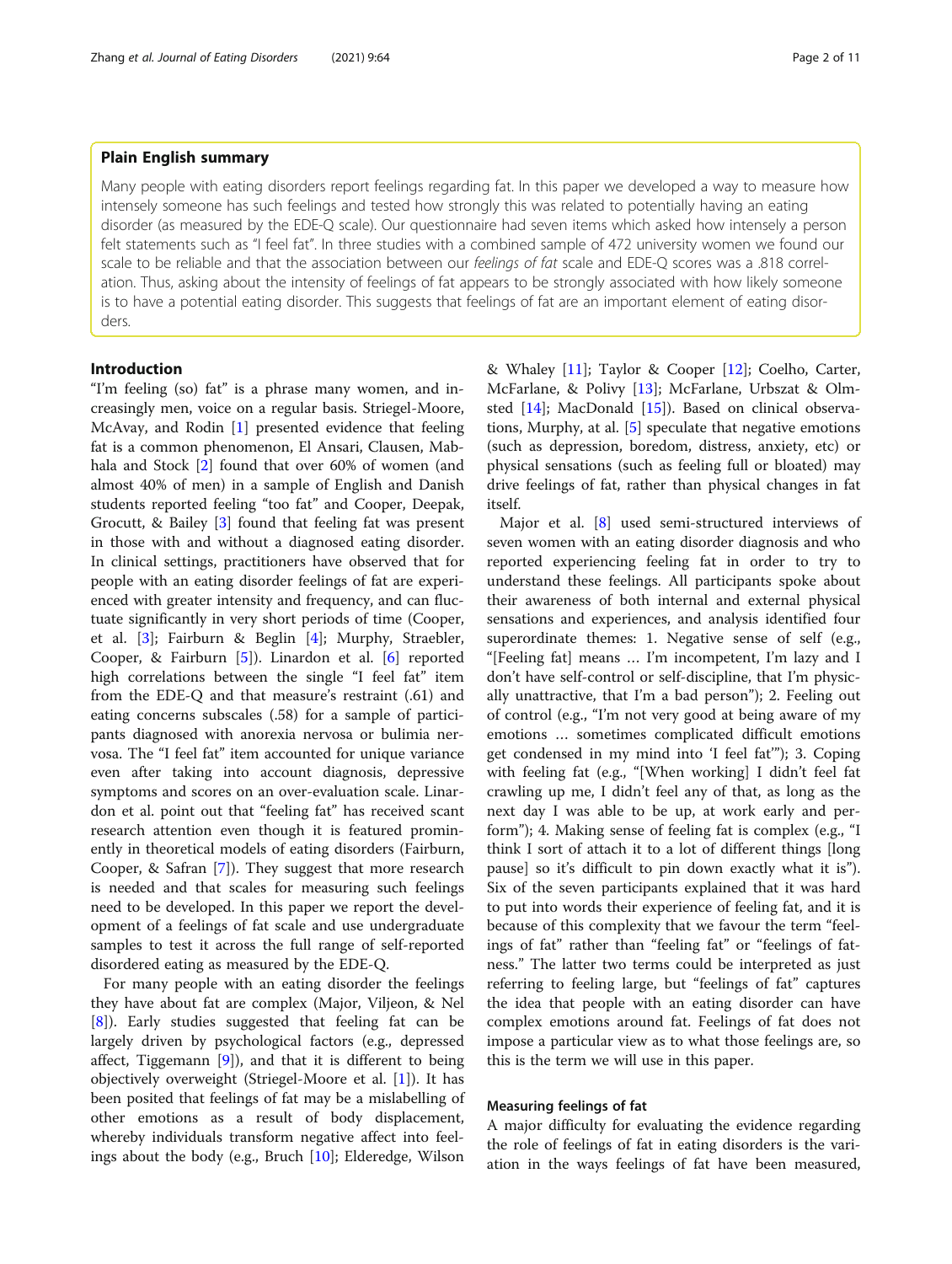## Plain English summary

Many people with eating disorders report feelings regarding fat. In this paper we developed a way to measure how intensely someone has such feelings and tested how strongly this was related to potentially having an eating disorder (as measured by the EDE-Q scale). Our questionnaire had seven items which asked how intensely a person felt statements such as "I feel fat". In three studies with a combined sample of 472 university women we found our scale to be reliable and that the association between our *feelings of fat* scale and EDE-Q scores was a .818 correlation. Thus, asking about the intensity of feelings of fat appears to be strongly associated with how likely someone is to have a potential eating disorder. This suggests that feelings of fat are an important element of eating disorders.

## Introduction

"I'm feeling (so) fat" is a phrase many women, and increasingly men, voice on a regular basis. Striegel-Moore, McAvay, and Rodin [1] presented evidence that feeling fat is a common phenomenon, El Ansari, Clausen, Mabhala and Stock [2] found that over 60% of women (and almost 40% of men) in a sample of English and Danish students reported feeling "too fat" and Cooper, Deepak, Grocutt, & Bailey [3] found that feeling fat was present in those with and without a diagnosed eating disorder. In clinical settings, practitioners have observed that for people with an eating disorder feelings of fat are experienced with greater intensity and frequency, and can fluctuate significantly in very short periods of time (Cooper, et al. [3]; Fairburn & Beglin [4]; Murphy, Straebler, Cooper, & Fairburn [5]). Linardon et al. [6] reported high correlations between the single "I feel fat" item from the EDE-Q and that measure's restraint (.61) and eating concerns subscales (.58) for a sample of participants diagnosed with anorexia nervosa or bulimia nervosa. The "I feel fat" item accounted for unique variance even after taking into account diagnosis, depressive symptoms and scores on an over-evaluation scale. Linardon et al. point out that "feeling fat" has received scant research attention even though it is featured prominently in theoretical models of eating disorders (Fairburn, Cooper, & Safran [7]). They suggest that more research is needed and that scales for measuring such feelings need to be developed. In this paper we report the development of a feelings of fat scale and use undergraduate samples to test it across the full range of self-reported disordered eating as measured by the EDE-Q.

For many people with an eating disorder the feelings they have about fat are complex (Major, Viljeon, & Nel [8]). Early studies suggested that feeling fat can be largely driven by psychological factors (e.g., depressed affect, Tiggemann [9]), and that it is different to being objectively overweight (Striegel-Moore et al. [1]). It has been posited that feelings of fat may be a mislabelling of other emotions as a result of body displacement, whereby individuals transform negative affect into feelings about the body (e.g., Bruch [10]; Elderedge, Wilson & Whaley [11]; Taylor & Cooper [12]; Coelho, Carter, McFarlane, & Polivy [13]; McFarlane, Urbszat & Olmsted [14]; MacDonald [15]). Based on clinical observations, Murphy, at al. [5] speculate that negative emotions (such as depression, boredom, distress, anxiety, etc) or physical sensations (such as feeling full or bloated) may drive feelings of fat, rather than physical changes in fat itself.

Major et al. [8] used semi-structured interviews of seven women with an eating disorder diagnosis and who reported experiencing feeling fat in order to try to understand these feelings. All participants spoke about their awareness of both internal and external physical sensations and experiences, and analysis identified four superordinate themes: 1. Negative sense of self (e.g., "[Feeling fat] means … I'm incompetent, I'm lazy and I don't have self-control or self-discipline, that I'm physically unattractive, that I'm a bad person"); 2. Feeling out of control (e.g., "I'm not very good at being aware of my emotions … sometimes complicated difficult emotions get condensed in my mind into 'I feel fat'"); 3. Coping with feeling fat (e.g., "[When working] I didn't feel fat crawling up me, I didn't feel any of that, as long as the next day I was able to be up, at work early and perform"); 4. Making sense of feeling fat is complex (e.g., "I think I sort of attach it to a lot of different things [long pause] so it's difficult to pin down exactly what it is"). Six of the seven participants explained that it was hard to put into words their experience of feeling fat, and it is because of this complexity that we favour the term "feelings of fat" rather than "feeling fat" or "feelings of fatness." The latter two terms could be interpreted as just referring to feeling large, but "feelings of fat" captures the idea that people with an eating disorder can have complex emotions around fat. Feelings of fat does not impose a particular view as to what those feelings are, so this is the term we will use in this paper.

### Measuring feelings of fat

A major difficulty for evaluating the evidence regarding the role of feelings of fat in eating disorders is the variation in the ways feelings of fat have been measured,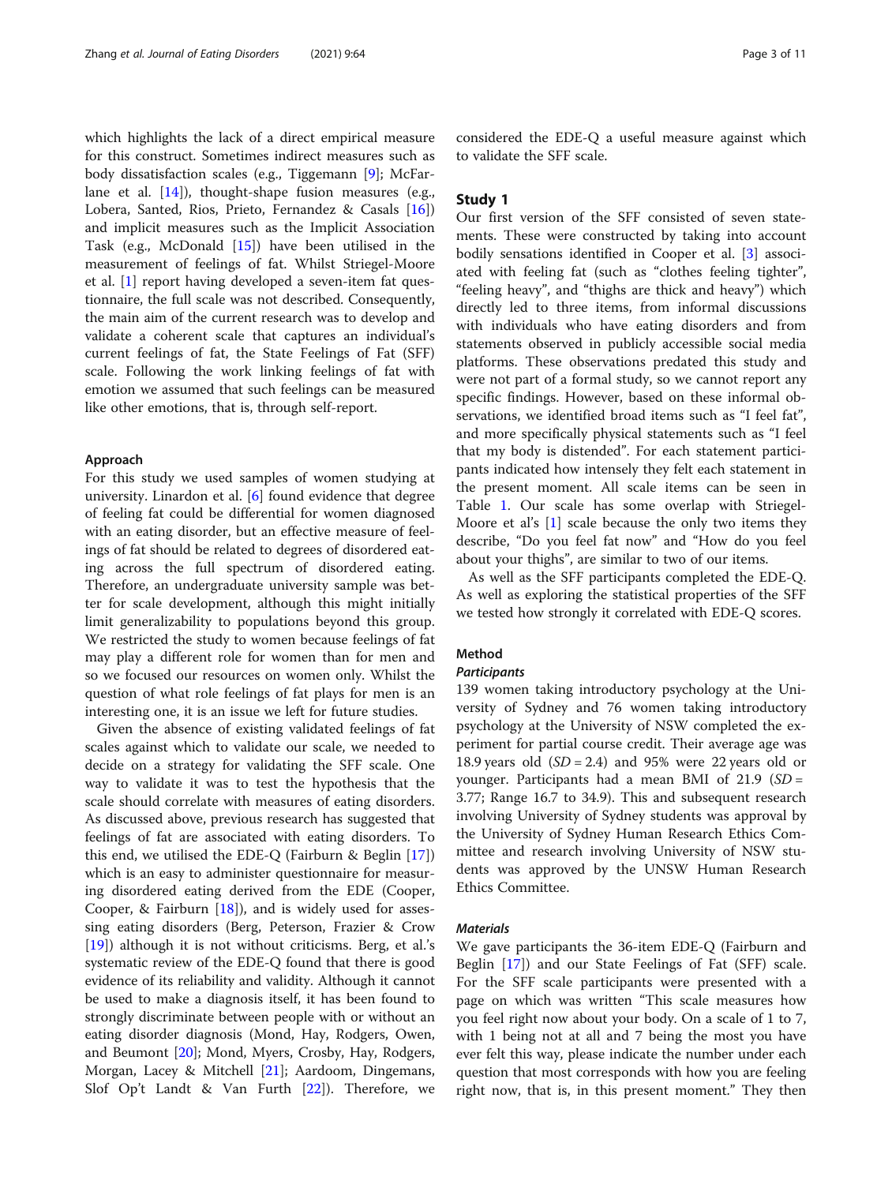which highlights the lack of a direct empirical measure for this construct. Sometimes indirect measures such as body dissatisfaction scales (e.g., Tiggemann [9]; McFarlane et al. [14]), thought-shape fusion measures (e.g., Lobera, Santed, Rios, Prieto, Fernandez & Casals [16]) and implicit measures such as the Implicit Association Task (e.g., McDonald [15]) have been utilised in the measurement of feelings of fat. Whilst Striegel-Moore et al. [1] report having developed a seven-item fat questionnaire, the full scale was not described. Consequently, the main aim of the current research was to develop and validate a coherent scale that captures an individual's current feelings of fat, the State Feelings of Fat (SFF) scale. Following the work linking feelings of fat with emotion we assumed that such feelings can be measured like other emotions, that is, through self-report.

#### Approach

For this study we used samples of women studying at university. Linardon et al. [6] found evidence that degree of feeling fat could be differential for women diagnosed with an eating disorder, but an effective measure of feelings of fat should be related to degrees of disordered eating across the full spectrum of disordered eating. Therefore, an undergraduate university sample was better for scale development, although this might initially limit generalizability to populations beyond this group. We restricted the study to women because feelings of fat may play a different role for women than for men and so we focused our resources on women only. Whilst the question of what role feelings of fat plays for men is an interesting one, it is an issue we left for future studies.

Given the absence of existing validated feelings of fat scales against which to validate our scale, we needed to decide on a strategy for validating the SFF scale. One way to validate it was to test the hypothesis that the scale should correlate with measures of eating disorders. As discussed above, previous research has suggested that feelings of fat are associated with eating disorders. To this end, we utilised the EDE-Q (Fairburn & Beglin [17]) which is an easy to administer questionnaire for measuring disordered eating derived from the EDE (Cooper, Cooper, & Fairburn [18]), and is widely used for assessing eating disorders (Berg, Peterson, Frazier & Crow [19]) although it is not without criticisms. Berg, et al.'s systematic review of the EDE-Q found that there is good evidence of its reliability and validity. Although it cannot be used to make a diagnosis itself, it has been found to strongly discriminate between people with or without an eating disorder diagnosis (Mond, Hay, Rodgers, Owen, and Beumont [20]; Mond, Myers, Crosby, Hay, Rodgers, Morgan, Lacey & Mitchell [21]; Aardoom, Dingemans, Slof Op't Landt & Van Furth [22]). Therefore, we considered the EDE-Q a useful measure against which to validate the SFF scale.

## Study 1

Our first version of the SFF consisted of seven statements. These were constructed by taking into account bodily sensations identified in Cooper et al. [3] associated with feeling fat (such as "clothes feeling tighter", "feeling heavy", and "thighs are thick and heavy") which directly led to three items, from informal discussions with individuals who have eating disorders and from statements observed in publicly accessible social media platforms. These observations predated this study and were not part of a formal study, so we cannot report any specific findings. However, based on these informal observations, we identified broad items such as "I feel fat", and more specifically physical statements such as "I feel that my body is distended". For each statement participants indicated how intensely they felt each statement in the present moment. All scale items can be seen in Table 1. Our scale has some overlap with Striegel-Moore et al's [1] scale because the only two items they describe, "Do you feel fat now" and "How do you feel about your thighs", are similar to two of our items.

As well as the SFF participants completed the EDE-Q. As well as exploring the statistical properties of the SFF we tested how strongly it correlated with EDE-Q scores.

### Method

#### *Participants*

139 women taking introductory psychology at the University of Sydney and 76 women taking introductory psychology at the University of NSW completed the experiment for partial course credit. Their average age was 18.9 years old ($SD = 2.4$) and 95% were 22 years old or younger. Participants had a mean BMI of 21.9 ($SD = 3.77$; Range 16.7 to 34.9). This and subsequent research involving University of Sydney students was approval by the University of Sydney Human Research Ethics Committee and research involving University of NSW students was approved by the UNSW Human Research Ethics Committee.

#### *Materials*

We gave participants the 36-item EDE-Q (Fairburn and Beglin [17]) and our State Feelings of Fat (SFF) scale. For the SFF scale participants were presented with a page on which was written "This scale measures how you feel right now about your body. On a scale of 1 to 7, with 1 being not at all and 7 being the most you have ever felt this way, please indicate the number under each question that most corresponds with how you are feeling right now, that is, in this present moment." They then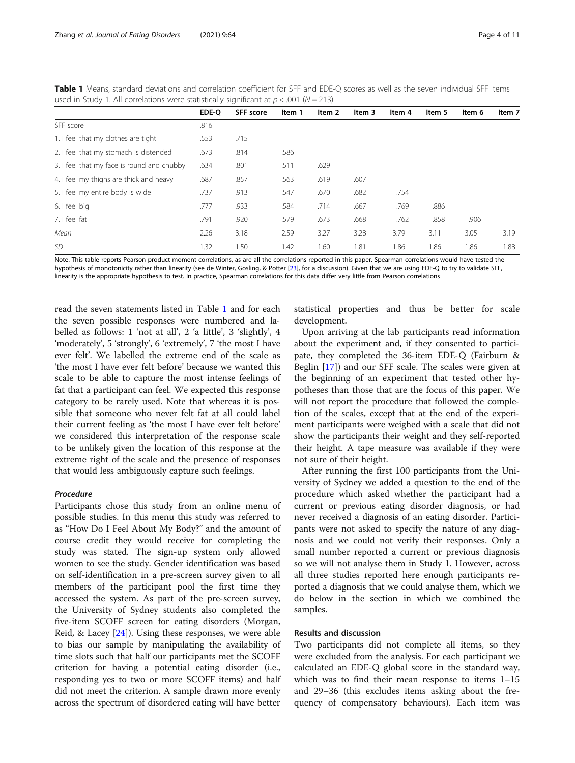**Table 1** Means, standard deviations and correlation coefficient for SFF and EDE-Q scores as well as the seven individual SFF items used in Study 1. All correlations were statistically significant at $p < .001$ ($N = 213$)

| | EDE-Q | SFF score | Item 1 | Item 2 | Item 3 | Item 4 | Item 5 | Item 6 | Item 7 |
|---|---|---|---|---|---|---|---|---|---|
| SFF score | .816 | | | | | | | | |
| 1. I feel that my clothes are tight | .553 | .715 | | | | | | | |
| 2. I feel that my stomach is distended | .673 | .814 | .586 | | | | | | |
| 3. I feel that my face is round and chubby | .634 | .801 | .511 | .629 | | | | | |
| 4. I feel my thighs are thick and heavy | .687 | .857 | .563 | .619 | .607 | | | | |
| 5. I feel my entire body is wide | .737 | .913 | .547 | .670 | .682 | .754 | | | |
| 6. I feel big | .777 | .933 | .584 | .714 | .667 | .769 | .886 | | |
| 7. I feel fat | .791 | .920 | .579 | .673 | .668 | .762 | .858 | .906 | |
| *Mean* | 2.26 | 3.18 | 2.59 | 3.27 | 3.28 | 3.79 | 3.11 | 3.05 | 3.19 |
| *SD* | 1.32 | 1.50 | 1.42 | 1.60 | 1.81 | 1.86 | 1.86 | 1.86 | 1.88 |

Note. This table reports Pearson product-moment correlations, as are all the correlations reported in this paper. Spearman correlations would have tested the hypothesis of monotonicity rather than linearity (see de Winter, Gosling, & Potter [23], for a discussion). Given that we are using EDE-Q to try to validate SFF, linearity is the appropriate hypothesis to test. In practice, Spearman correlations for this data differ very little from Pearson correlations

read the seven statements listed in Table 1 and for each the seven possible responses were numbered and labelled as follows: 1 'not at all', 2 'a little', 3 'slightly', 4 'moderately', 5 'strongly', 6 'extremely', 7 'the most I have ever felt'. We labelled the extreme end of the scale as 'the most I have ever felt before' because we wanted this scale to be able to capture the most intense feelings of fat that a participant can feel. We expected this response category to be rarely used. Note that whereas it is possible that someone who never felt fat at all could label their current feeling as 'the most I have ever felt before' we considered this interpretation of the response scale to be unlikely given the location of this response at the extreme right of the scale and the presence of responses that would less ambiguously capture such feelings.

#### *Procedure*

Participants chose this study from an online menu of possible studies. In this menu this study was referred to as "How Do I Feel About My Body?" and the amount of course credit they would receive for completing the study was stated. The sign-up system only allowed women to see the study. Gender identification was based on self-identification in a pre-screen survey given to all members of the participant pool the first time they accessed the system. As part of the pre-screen survey, the University of Sydney students also completed the five-item SCOFF screen for eating disorders (Morgan, Reid, & Lacey [24]). Using these responses, we were able to bias our sample by manipulating the availability of time slots such that half our participants met the SCOFF criterion for having a potential eating disorder (i.e., responding yes to two or more SCOFF items) and half did not meet the criterion. A sample drawn more evenly across the spectrum of disordered eating will have better statistical properties and thus be better for scale development.

Upon arriving at the lab participants read information about the experiment and, if they consented to participate, they completed the 36-item EDE-Q (Fairburn & Beglin [17]) and our SFF scale. The scales were given at the beginning of an experiment that tested other hypotheses than those that are the focus of this paper. We will not report the procedure that followed the completion of the scales, except that at the end of the experiment participants were weighed with a scale that did not show the participants their weight and they self-reported their height. A tape measure was available if they were not sure of their height.

After running the first 100 participants from the University of Sydney we added a question to the end of the procedure which asked whether the participant had a current or previous eating disorder diagnosis, or had never received a diagnosis of an eating disorder. Participants were not asked to specify the nature of any diagnosis and we could not verify their responses. Only a small number reported a current or previous diagnosis so we will not analyse them in Study 1. However, across all three studies reported here enough participants reported a diagnosis that we could analyse them, which we do below in the section in which we combined the samples.

### Results and discussion

Two participants did not complete all items, so they were excluded from the analysis. For each participant we calculated an EDE-Q global score in the standard way, which was to find their mean response to items 1–15 and 29–36 (this excludes items asking about the frequency of compensatory behaviours). Each item was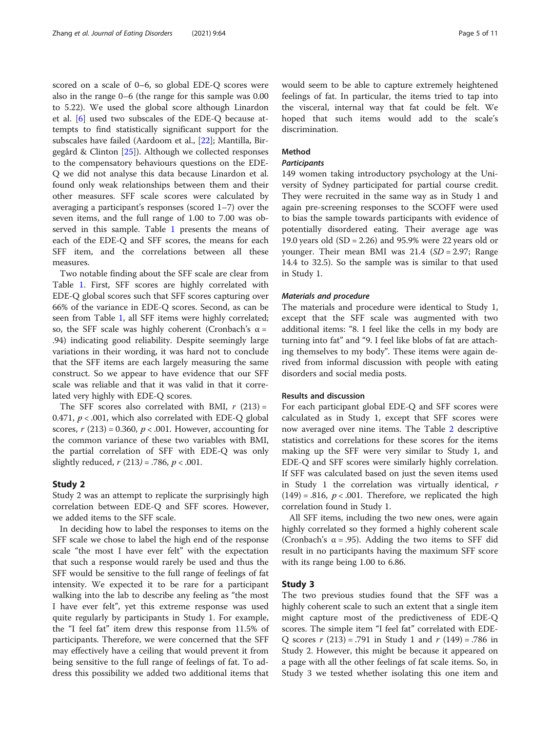scored on a scale of 0–6, so global EDE-Q scores were also in the range 0–6 (the range for this sample was 0.00 to 5.22). We used the global score although Linardon et al. [6] used two subscales of the EDE-Q because attempts to find statistically significant support for the subscales have failed (Aardoom et al., [22]; Mantilla, Birgegård & Clinton [25]). Although we collected responses to the compensatory behaviours questions on the EDE-Q we did not analyse this data because Linardon et al. found only weak relationships between them and their other measures. SFF scale scores were calculated by averaging a participant's responses (scored 1–7) over the seven items, and the full range of 1.00 to 7.00 was observed in this sample. Table 1 presents the means of each of the EDE-Q and SFF scores, the means for each SFF item, and the correlations between all these measures.

Two notable finding about the SFF scale are clear from Table 1. First, SFF scores are highly correlated with EDE-Q global scores such that SFF scores capturing over 66% of the variance in EDE-Q scores. Second, as can be seen from Table 1, all SFF items were highly correlated; so, the SFF scale was highly coherent (Cronbach's $\alpha$ = .94) indicating good reliability. Despite seemingly large variations in their wording, it was hard not to conclude that the SFF items are each largely measuring the same construct. So we appear to have evidence that our SFF scale was reliable and that it was valid in that it correlated very highly with EDE-Q scores.

The SFF scores also correlated with BMI, $r$ (213) = 0.471, $p < .001$, which also correlated with EDE-Q global scores, $r$ (213) = 0.360, $p < .001$. However, accounting for the common variance of these two variables with BMI, the partial correlation of SFF with EDE-Q was only slightly reduced, $r$ (213) = .786, $p < .001$.

## Study 2

Study 2 was an attempt to replicate the surprisingly high correlation between EDE-Q and SFF scores. However, we added items to the SFF scale.

In deciding how to label the responses to items on the SFF scale we chose to label the high end of the response scale "the most I have ever felt" with the expectation that such a response would rarely be used and thus the SFF would be sensitive to the full range of feelings of fat intensity. We expected it to be rare for a participant walking into the lab to describe any feeling as "the most I have ever felt", yet this extreme response was used quite regularly by participants in Study 1. For example, the "I feel fat" item drew this response from 11.5% of participants. Therefore, we were concerned that the SFF may effectively have a ceiling that would prevent it from being sensitive to the full range of feelings of fat. To address this possibility we added two additional items that would seem to be able to capture extremely heightened feelings of fat. In particular, the items tried to tap into the visceral, internal way that fat could be felt. We hoped that such items would add to the scale's discrimination.

### Method

#### *Participants*

149 women taking introductory psychology at the University of Sydney participated for partial course credit. They were recruited in the same way as in Study 1 and again pre-screening responses to the SCOFF were used to bias the sample towards participants with evidence of potentially disordered eating. Their average age was 19.0 years old (SD = 2.26) and 95.9% were 22 years old or younger. Their mean BMI was 21.4 (*SD* = 2.97; Range 14.4 to 32.5). So the sample was is similar to that used in Study 1.

#### *Materials and procedure*

The materials and procedure were identical to Study 1, except that the SFF scale was augmented with two additional items: "8. I feel like the cells in my body are turning into fat" and "9. I feel like blobs of fat are attaching themselves to my body". These items were again derived from informal discussion with people with eating disorders and social media posts.

### Results and discussion

For each participant global EDE-Q and SFF scores were calculated as in Study 1, except that SFF scores were now averaged over nine items. The Table 2 descriptive statistics and correlations for these scores for the items making up the SFF were very similar to Study 1, and EDE-Q and SFF scores were similarly highly correlation. If SFF was calculated based on just the seven items used in Study 1 the correlation was virtually identical, $r$ (149) = .816, $p < .001$. Therefore, we replicated the high correlation found in Study 1.

All SFF items, including the two new ones, were again highly correlated so they formed a highly coherent scale (Cronbach's $\alpha$ = .95). Adding the two items to SFF did result in no participants having the maximum SFF score with its range being 1.00 to 6.86.

## Study 3

The two previous studies found that the SFF was a highly coherent scale to such an extent that a single item might capture most of the predictiveness of EDE-Q scores. The simple item "I feel fat" correlated with EDE-Q scores $r$ (213) = .791 in Study 1 and $r$ (149) = .786 in Study 2. However, this might be because it appeared on a page with all the other feelings of fat scale items. So, in Study 3 we tested whether isolating this one item and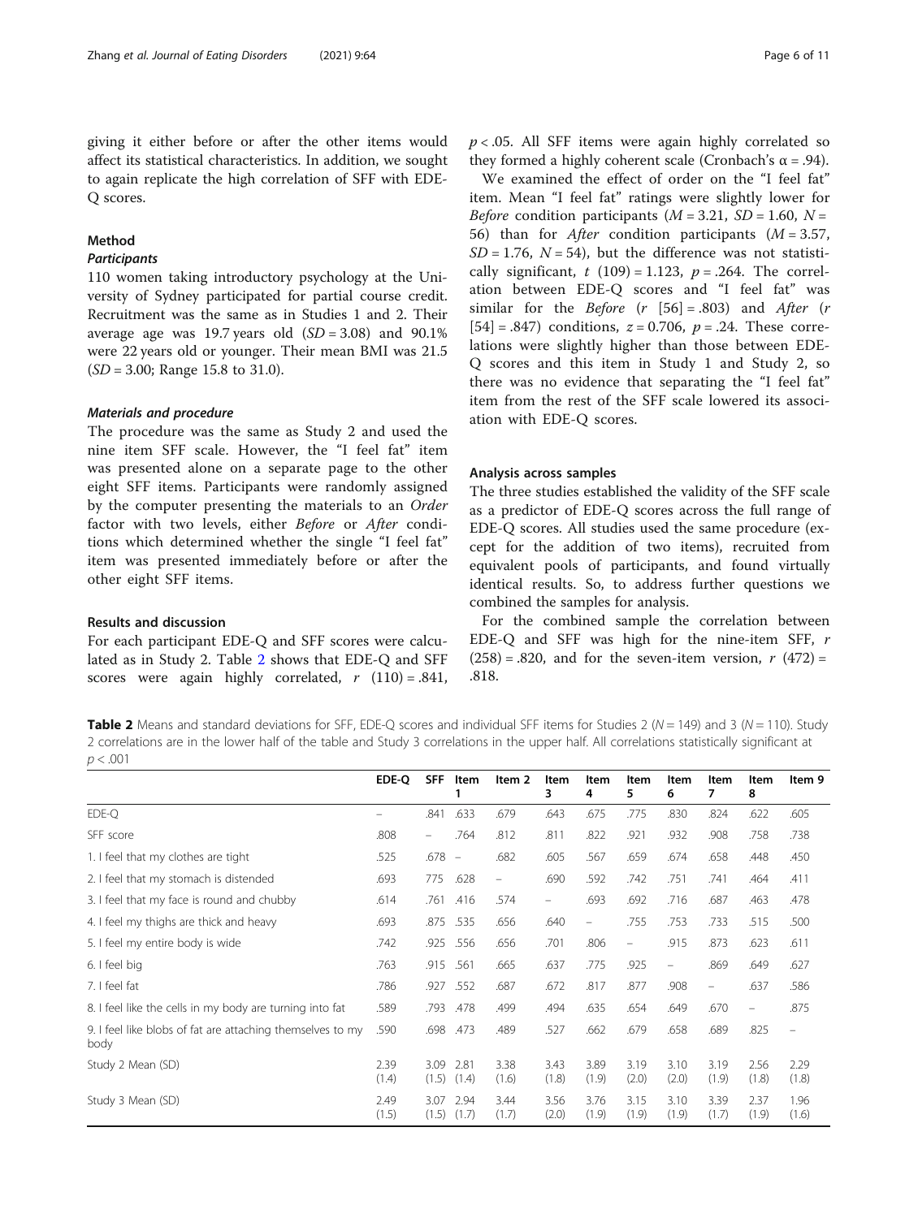giving it either before or after the other items would affect its statistical characteristics. In addition, we sought to again replicate the high correlation of SFF with EDE-Q scores.

### Method

#### Participants

110 women taking introductory psychology at the University of Sydney participated for partial course credit. Recruitment was the same as in Studies 1 and 2. Their average age was 19.7 years old (*SD* = 3.08) and 90.1% were 22 years old or younger. Their mean BMI was 21.5 (*SD* = 3.00; Range 15.8 to 31.0).

#### Materials and procedure

The procedure was the same as Study 2 and used the nine item SFF scale. However, the "I feel fat" item was presented alone on a separate page to the other eight SFF items. Participants were randomly assigned by the computer presenting the materials to an *Order* factor with two levels, either *Before* or *After* conditions which determined whether the single "I feel fat" item was presented immediately before or after the other eight SFF items.

### Results and discussion

For each participant EDE-Q and SFF scores were calculated as in Study 2. Table 2 shows that EDE-Q and SFF scores were again highly correlated, $r$ (110) = .841, $p < .05$. All SFF items were again highly correlated so they formed a highly coherent scale (Cronbach's α = .94).

We examined the effect of order on the "I feel fat" item. Mean "I feel fat" ratings were slightly lower for *Before* condition participants ($M = 3.21$, $SD = 1.60$, $N = 56$) than for *After* condition participants ($M = 3.57$, $SD = 1.76$, $N = 54$), but the difference was not statistically significant, $t$ (109) = 1.123, $p = .264$. The correlation between EDE-Q scores and "I feel fat" was similar for the *Before* ($r$ [56] = .803) and *After* ($r$ [54] = .847) conditions, $z = 0.706$, $p = .24$. These correlations were slightly higher than those between EDE-Q scores and this item in Study 1 and Study 2, so there was no evidence that separating the "I feel fat" item from the rest of the SFF scale lowered its association with EDE-Q scores.

### Analysis across samples

The three studies established the validity of the SFF scale as a predictor of EDE-Q scores across the full range of EDE-Q scores. All studies used the same procedure (except for the addition of two items), recruited from equivalent pools of participants, and found virtually identical results. So, to address further questions we combined the samples for analysis.

For the combined sample the correlation between EDE-Q and SFF was high for the nine-item SFF, $r$ (258) = .820, and for the seven-item version, $r$ (472) = .818.

**Table 2** Means and standard deviations for SFF, EDE-Q scores and individual SFF items for Studies 2 (*N* = 149) and 3 (*N* = 110). Study 2 correlations are in the lower half of the table and Study 3 correlations in the upper half. All correlations statistically significant at $p < .001$

| | EDE-Q | SFF | Item 1 | Item 2 | Item 3 | Item 4 | Item 5 | Item 6 | Item 7 | Item 8 | Item 9 |
|---|---|---|---|---|---|---|---|---|---|---|---|
| EDE-Q | – | .841 | .633 | .679 | .643 | .675 | .775 | .830 | .824 | .622 | .605 |
| SFF score | .808 | – | .764 | .812 | .811 | .822 | .921 | .932 | .908 | .758 | .738 |
| 1. I feel that my clothes are tight | .525 | .678 | – | .682 | .605 | .567 | .659 | .674 | .658 | .448 | .450 |
| 2. I feel that my stomach is distended | .693 | 775 | .628 | – | .690 | .592 | .742 | .751 | .741 | .464 | .411 |
| 3. I feel that my face is round and chubby | .614 | .761 | .416 | .574 | – | .693 | .692 | .716 | .687 | .463 | .478 |
| 4. I feel my thighs are thick and heavy | .693 | .875 | .535 | .656 | .640 | – | .755 | .753 | .733 | .515 | .500 |
| 5. I feel my entire body is wide | .742 | .925 | .556 | .656 | .701 | .806 | – | .915 | .873 | .623 | .611 |
| 6. I feel big | .763 | .915 | .561 | .665 | .637 | .775 | .925 | – | .869 | .649 | .627 |
| 7. I feel fat | .786 | .927 | .552 | .687 | .672 | .817 | .877 | .908 | – | .637 | .586 |
| 8. I feel like the cells in my body are turning into fat | .589 | .793 | .478 | .499 | .494 | .635 | .654 | .649 | .670 | – | .875 |
| 9. I feel like blobs of fat are attaching themselves to my body | .590 | .698 | .473 | .489 | .527 | .662 | .679 | .658 | .689 | .825 | – |
| Study 2 Mean (SD) | 2.39 (1.4) | 3.09 (1.5) | 2.81 (1.4) | 3.38 (1.6) | 3.43 (1.8) | 3.89 (1.9) | 3.19 (2.0) | 3.10 (2.0) | 3.19 (1.9) | 2.56 (1.8) | 2.29 (1.8) |
| Study 3 Mean (SD) | 2.49 (1.5) | 3.07 (1.5) | 2.94 (1.7) | 3.44 (1.7) | 3.56 (2.0) | 3.76 (1.9) | 3.15 (1.9) | 3.10 (1.9) | 3.39 (1.7) | 2.37 (1.9) | 1.96 (1.6) |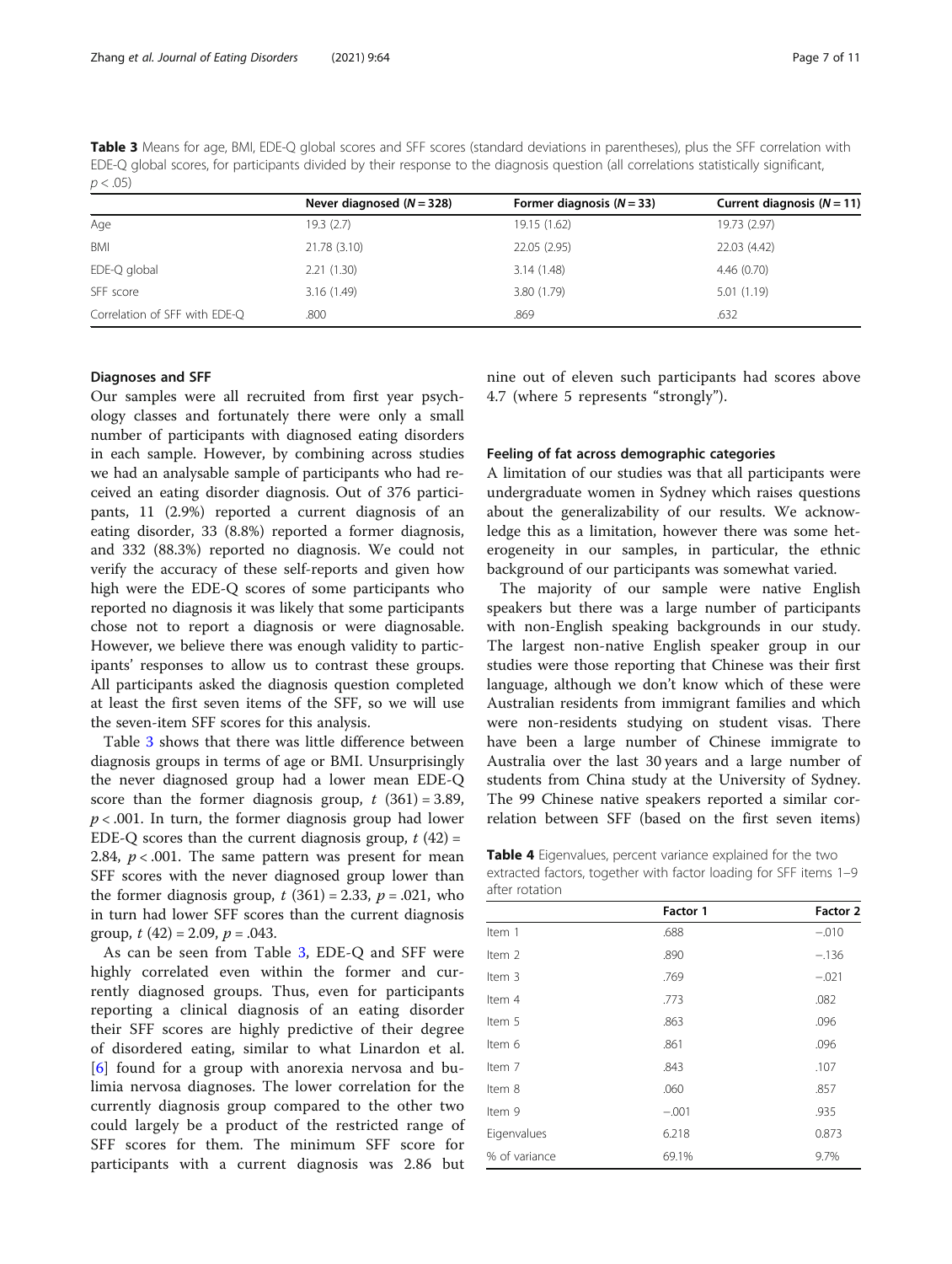**Table 3** Means for age, BMI, EDE-Q global scores and SFF scores (standard deviations in parentheses), plus the SFF correlation with EDE-Q global scores, for participants divided by their response to the diagnosis question (all correlations statistically significant, $p < .05$)

| | Never diagnosed ($N = 328$) | Former diagnosis ($N = 33$) | Current diagnosis ($N = 11$) |
|---|---|---|---|
| Age | 19.3 (2.7) | 19.15 (1.62) | 19.73 (2.97) |
| BMI | 21.78 (3.10) | 22.05 (2.95) | 22.03 (4.42) |
| EDE-Q global | 2.21 (1.30) | 3.14 (1.48) | 4.46 (0.70) |
| SFF score | 3.16 (1.49) | 3.80 (1.79) | 5.01 (1.19) |
| Correlation of SFF with EDE-Q | .800 | .869 | .632 |

### Diagnoses and SFF

Our samples were all recruited from first year psychology classes and fortunately there were only a small number of participants with diagnosed eating disorders in each sample. However, by combining across studies we had an analysable sample of participants who had received an eating disorder diagnosis. Out of 376 participants, 11 (2.9%) reported a current diagnosis of an eating disorder, 33 (8.8%) reported a former diagnosis, and 332 (88.3%) reported no diagnosis. We could not verify the accuracy of these self-reports and given how high were the EDE-Q scores of some participants who reported no diagnosis it was likely that some participants chose not to report a diagnosis or were diagnosable. However, we believe there was enough validity to participants' responses to allow us to contrast these groups. All participants asked the diagnosis question completed at least the first seven items of the SFF, so we will use the seven-item SFF scores for this analysis.

Table 3 shows that there was little difference between diagnosis groups in terms of age or BMI. Unsurprisingly the never diagnosed group had a lower mean EDE-Q score than the former diagnosis group, $t\ (361) = 3.89$, $p < .001$. In turn, the former diagnosis group had lower EDE-Q scores than the current diagnosis group, $t\ (42) = 2.84$, $p < .001$. The same pattern was present for mean SFF scores with the never diagnosed group lower than the former diagnosis group, $t\ (361) = 2.33$, $p = .021$, who in turn had lower SFF scores than the current diagnosis group, $t\ (42) = 2.09$, $p = .043$.

As can be seen from Table 3, EDE-Q and SFF were highly correlated even within the former and currently diagnosed groups. Thus, even for participants reporting a clinical diagnosis of an eating disorder their SFF scores are highly predictive of their degree of disordered eating, similar to what Linardon et al. [6] found for a group with anorexia nervosa and bulimia nervosa diagnoses. The lower correlation for the currently diagnosis group compared to the other two could largely be a product of the restricted range of SFF scores for them. The minimum SFF score for participants with a current diagnosis was 2.86 but nine out of eleven such participants had scores above 4.7 (where 5 represents "strongly").

### Feeling of fat across demographic categories

A limitation of our studies was that all participants were undergraduate women in Sydney which raises questions about the generalizability of our results. We acknowledge this as a limitation, however there was some heterogeneity in our samples, in particular, the ethnic background of our participants was somewhat varied.

The majority of our sample were native English speakers but there was a large number of participants with non-English speaking backgrounds in our study. The largest non-native English speaker group in our studies were those reporting that Chinese was their first language, although we don't know which of these were Australian residents from immigrant families and which were non-residents studying on student visas. There have been a large number of Chinese immigrate to Australia over the last 30 years and a large number of students from China study at the University of Sydney. The 99 Chinese native speakers reported a similar correlation between SFF (based on the first seven items)

**Table 4** Eigenvalues, percent variance explained for the two extracted factors, together with factor loading for SFF items 1–9 after rotation

| | Factor 1 | Factor 2 |
|---|---|---|
| Item 1 | .688 | −.010 |
| Item 2 | .890 | −.136 |
| Item 3 | .769 | −.021 |
| Item 4 | .773 | .082 |
| Item 5 | .863 | .096 |
| Item 6 | .861 | .096 |
| Item 7 | .843 | .107 |
| Item 8 | .060 | .857 |
| Item 9 | −.001 | .935 |
| Eigenvalues | 6.218 | 0.873 |
| % of variance | 69.1% | 9.7% |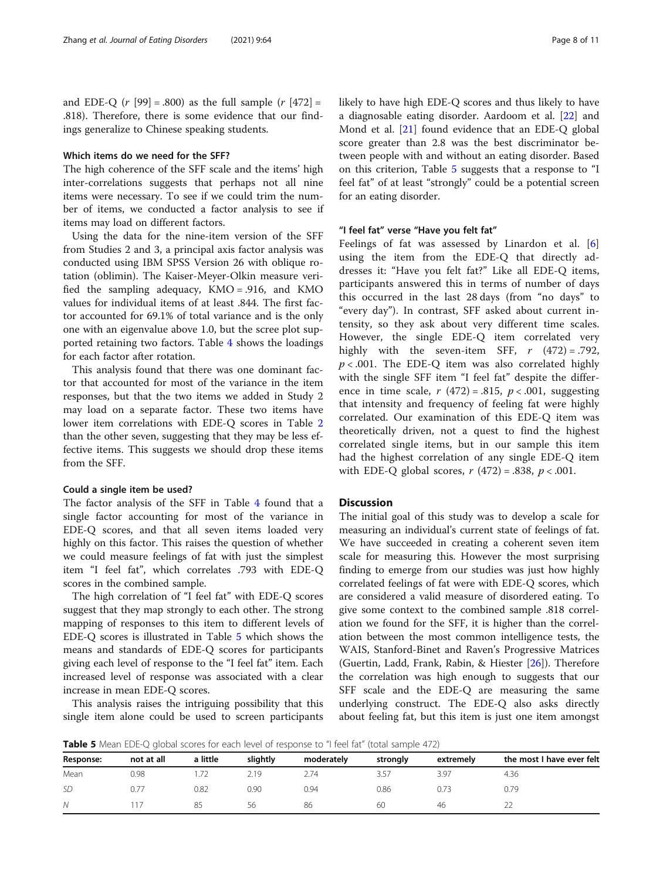and EDE-Q ($r$ [99] = .800) as the full sample ($r$ [472] = .818). Therefore, there is some evidence that our findings generalize to Chinese speaking students.

### Which items do we need for the SFF?

The high coherence of the SFF scale and the items' high inter-correlations suggests that perhaps not all nine items were necessary. To see if we could trim the number of items, we conducted a factor analysis to see if items may load on different factors.

Using the data for the nine-item version of the SFF from Studies 2 and 3, a principal axis factor analysis was conducted using IBM SPSS Version 26 with oblique rotation (oblimin). The Kaiser-Meyer-Olkin measure verified the sampling adequacy, KMO = .916, and KMO values for individual items of at least .844. The first factor accounted for 69.1% of total variance and is the only one with an eigenvalue above 1.0, but the scree plot supported retaining two factors. Table 4 shows the loadings for each factor after rotation.

This analysis found that there was one dominant factor that accounted for most of the variance in the item responses, but that the two items we added in Study 2 may load on a separate factor. These two items have lower item correlations with EDE-Q scores in Table 2 than the other seven, suggesting that they may be less effective items. This suggests we should drop these items from the SFF.

### Could a single item be used?

The factor analysis of the SFF in Table 4 found that a single factor accounting for most of the variance in EDE-Q scores, and that all seven items loaded very highly on this factor. This raises the question of whether we could measure feelings of fat with just the simplest item "I feel fat", which correlates .793 with EDE-Q scores in the combined sample.

The high correlation of "I feel fat" with EDE-Q scores suggest that they map strongly to each other. The strong mapping of responses to this item to different levels of EDE-Q scores is illustrated in Table 5 which shows the means and standards of EDE-Q scores for participants giving each level of response to the "I feel fat" item. Each increased level of response was associated with a clear increase in mean EDE-Q scores.

This analysis raises the intriguing possibility that this single item alone could be used to screen participants likely to have high EDE-Q scores and thus likely to have a diagnosable eating disorder. Aardoom et al. [22] and Mond et al. [21] found evidence that an EDE-Q global score greater than 2.8 was the best discriminator between people with and without an eating disorder. Based on this criterion, Table 5 suggests that a response to "I feel fat" of at least "strongly" could be a potential screen for an eating disorder.

### "I feel fat" verse "Have you felt fat"

Feelings of fat was assessed by Linardon et al. [6] using the item from the EDE-Q that directly addresses it: "Have you felt fat?" Like all EDE-Q items, participants answered this in terms of number of days this occurred in the last 28 days (from "no days" to "every day"). In contrast, SFF asked about current intensity, so they ask about very different time scales. However, the single EDE-Q item correlated very highly with the seven-item SFF, $r$ (472) = .792, $p < .001$. The EDE-Q item was also correlated highly with the single SFF item "I feel fat" despite the difference in time scale, $r$ (472) = .815, $p < .001$, suggesting that intensity and frequency of feeling fat were highly correlated. Our examination of this EDE-Q item was theoretically driven, not a quest to find the highest correlated single items, but in our sample this item had the highest correlation of any single EDE-Q item with EDE-Q global scores, $r$ (472) = .838, $p < .001$.

## Discussion

The initial goal of this study was to develop a scale for measuring an individual's current state of feelings of fat. We have succeeded in creating a coherent seven item scale for measuring this. However the most surprising finding to emerge from our studies was just how highly correlated feelings of fat were with EDE-Q scores, which are considered a valid measure of disordered eating. To give some context to the combined sample .818 correlation we found for the SFF, it is higher than the correlation between the most common intelligence tests, the WAIS, Stanford-Binet and Raven's Progressive Matrices (Guertin, Ladd, Frank, Rabin, & Hiester [26]). Therefore the correlation was high enough to suggests that our SFF scale and the EDE-Q are measuring the same underlying construct. The EDE-Q also asks directly about feeling fat, but this item is just one item amongst

**Table 5** Mean EDE-Q global scores for each level of response to "I feel fat" (total sample 472)

| Response: | not at all | a little | slightly | moderately | strongly | extremely | the most I have ever felt |
|---|---|---|---|---|---|---|---|
| Mean | 0.98 | 1.72 | 2.19 | 2.74 | 3.57 | 3.97 | 4.36 |
| *SD* | 0.77 | 0.82 | 0.90 | 0.94 | 0.86 | 0.73 | 0.79 |
| *N* | 117 | 85 | 56 | 86 | 60 | 46 | 22 |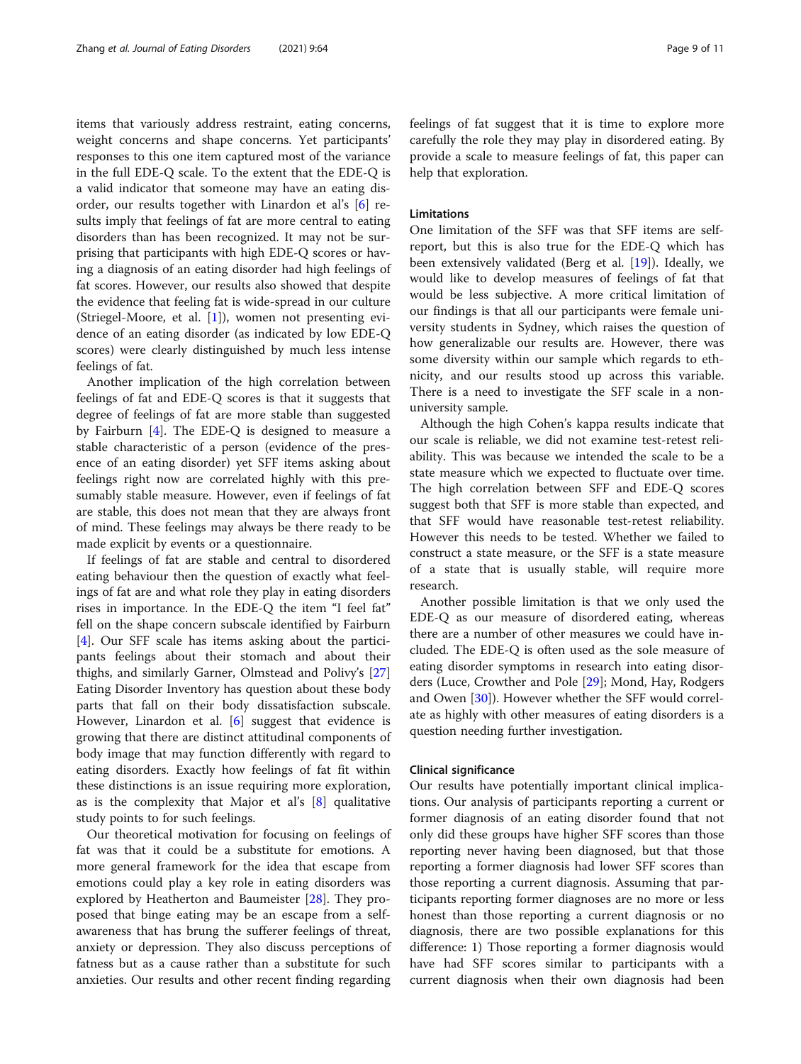items that variously address restraint, eating concerns, weight concerns and shape concerns. Yet participants' responses to this one item captured most of the variance in the full EDE-Q scale. To the extent that the EDE-Q is a valid indicator that someone may have an eating disorder, our results together with Linardon et al's [6] results imply that feelings of fat are more central to eating disorders than has been recognized. It may not be surprising that participants with high EDE-Q scores or having a diagnosis of an eating disorder had high feelings of fat scores. However, our results also showed that despite the evidence that feeling fat is wide-spread in our culture (Striegel-Moore, et al. [1]), women not presenting evidence of an eating disorder (as indicated by low EDE-Q scores) were clearly distinguished by much less intense feelings of fat.

Another implication of the high correlation between feelings of fat and EDE-Q scores is that it suggests that degree of feelings of fat are more stable than suggested by Fairburn [4]. The EDE-Q is designed to measure a stable characteristic of a person (evidence of the presence of an eating disorder) yet SFF items asking about feelings right now are correlated highly with this presumably stable measure. However, even if feelings of fat are stable, this does not mean that they are always front of mind. These feelings may always be there ready to be made explicit by events or a questionnaire.

If feelings of fat are stable and central to disordered eating behaviour then the question of exactly what feelings of fat are and what role they play in eating disorders rises in importance. In the EDE-Q the item "I feel fat" fell on the shape concern subscale identified by Fairburn [4]. Our SFF scale has items asking about the participants feelings about their stomach and about their thighs, and similarly Garner, Olmstead and Polivy's [27] Eating Disorder Inventory has question about these body parts that fall on their body dissatisfaction subscale. However, Linardon et al. [6] suggest that evidence is growing that there are distinct attitudinal components of body image that may function differently with regard to eating disorders. Exactly how feelings of fat fit within these distinctions is an issue requiring more exploration, as is the complexity that Major et al's [8] qualitative study points to for such feelings.

Our theoretical motivation for focusing on feelings of fat was that it could be a substitute for emotions. A more general framework for the idea that escape from emotions could play a key role in eating disorders was explored by Heatherton and Baumeister [28]. They proposed that binge eating may be an escape from a self-awareness that has brung the sufferer feelings of threat, anxiety or depression. They also discuss perceptions of fatness but as a cause rather than a substitute for such anxieties. Our results and other recent finding regarding feelings of fat suggest that it is time to explore more carefully the role they may play in disordered eating. By provide a scale to measure feelings of fat, this paper can help that exploration.

### Limitations

One limitation of the SFF was that SFF items are self-report, but this is also true for the EDE-Q which has been extensively validated (Berg et al. [19]). Ideally, we would like to develop measures of feelings of fat that would be less subjective. A more critical limitation of our findings is that all our participants were female university students in Sydney, which raises the question of how generalizable our results are. However, there was some diversity within our sample which regards to ethnicity, and our results stood up across this variable. There is a need to investigate the SFF scale in a non-university sample.

Although the high Cohen's kappa results indicate that our scale is reliable, we did not examine test-retest reliability. This was because we intended the scale to be a state measure which we expected to fluctuate over time. The high correlation between SFF and EDE-Q scores suggest both that SFF is more stable than expected, and that SFF would have reasonable test-retest reliability. However this needs to be tested. Whether we failed to construct a state measure, or the SFF is a state measure of a state that is usually stable, will require more research.

Another possible limitation is that we only used the EDE-Q as our measure of disordered eating, whereas there are a number of other measures we could have included. The EDE-Q is often used as the sole measure of eating disorder symptoms in research into eating disorders (Luce, Crowther and Pole [29]; Mond, Hay, Rodgers and Owen [30]). However whether the SFF would correlate as highly with other measures of eating disorders is a question needing further investigation.

### Clinical significance

Our results have potentially important clinical implications. Our analysis of participants reporting a current or former diagnosis of an eating disorder found that not only did these groups have higher SFF scores than those reporting never having been diagnosed, but that those reporting a former diagnosis had lower SFF scores than those reporting a current diagnosis. Assuming that participants reporting former diagnoses are no more or less honest than those reporting a current diagnosis or no diagnosis, there are two possible explanations for this difference: 1) Those reporting a former diagnosis would have had SFF scores similar to participants with a current diagnosis when their own diagnosis had been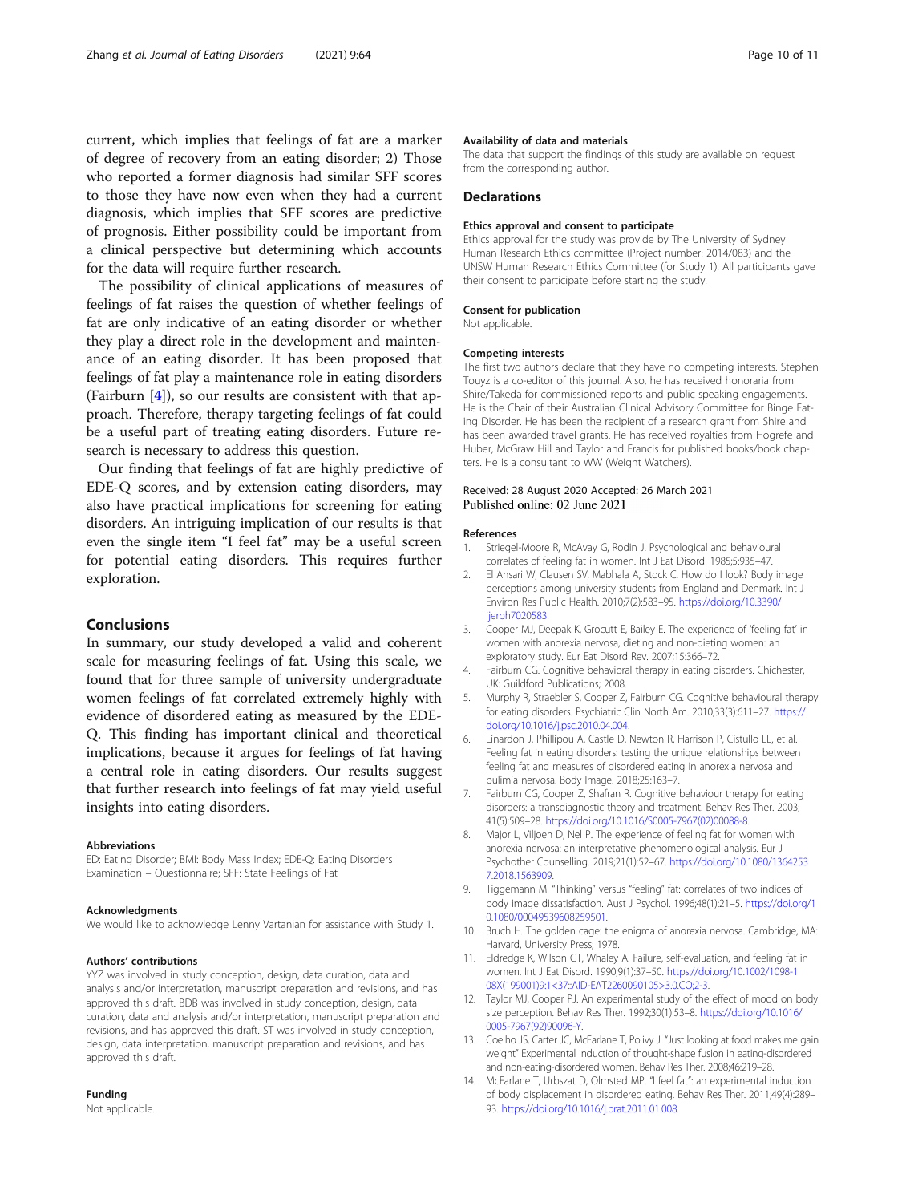current, which implies that feelings of fat are a marker of degree of recovery from an eating disorder; 2) Those who reported a former diagnosis had similar SFF scores to those they have now even when they had a current diagnosis, which implies that SFF scores are predictive of prognosis. Either possibility could be important from a clinical perspective but determining which accounts for the data will require further research.

The possibility of clinical applications of measures of feelings of fat raises the question of whether feelings of fat are only indicative of an eating disorder or whether they play a direct role in the development and maintenance of an eating disorder. It has been proposed that feelings of fat play a maintenance role in eating disorders (Fairburn [4]), so our results are consistent with that approach. Therefore, therapy targeting feelings of fat could be a useful part of treating eating disorders. Future research is necessary to address this question.

Our finding that feelings of fat are highly predictive of EDE-Q scores, and by extension eating disorders, may also have practical implications for screening for eating disorders. An intriguing implication of our results is that even the single item "I feel fat" may be a useful screen for potential eating disorders. This requires further exploration.

## Conclusions

In summary, our study developed a valid and coherent scale for measuring feelings of fat. Using this scale, we found that for three sample of university undergraduate women feelings of fat correlated extremely highly with evidence of disordered eating as measured by the EDE-Q. This finding has important clinical and theoretical implications, because it argues for feelings of fat having a central role in eating disorders. Our results suggest that further research into feelings of fat may yield useful insights into eating disorders.

#### Abbreviations

ED: Eating Disorder; BMI: Body Mass Index; EDE-Q: Eating Disorders Examination – Questionnaire; SFF: State Feelings of Fat

#### Acknowledgments

We would like to acknowledge Lenny Vartanian for assistance with Study 1.

#### Authors' contributions

YYZ was involved in study conception, design, data curation, data and analysis and/or interpretation, manuscript preparation and revisions, and has approved this draft. BDB was involved in study conception, design, data curation, data and analysis and/or interpretation, manuscript preparation and revisions, and has approved this draft. ST was involved in study conception, design, data interpretation, manuscript preparation and revisions, and has approved this draft.

#### Funding

Not applicable.

#### Availability of data and materials

The data that support the findings of this study are available on request from the corresponding author.

### Declarations

#### Ethics approval and consent to participate

Ethics approval for the study was provide by The University of Sydney Human Research Ethics committee (Project number: 2014/083) and the UNSW Human Research Ethics Committee (for Study 1). All participants gave their consent to participate before starting the study.

#### Consent for publication

Not applicable.

#### Competing interests

The first two authors declare that they have no competing interests. Stephen Touyz is a co-editor of this journal. Also, he has received honoraria from Shire/Takeda for commissioned reports and public speaking engagements. He is the Chair of their Australian Clinical Advisory Committee for Binge Eating Disorder. He has been the recipient of a research grant from Shire and has been awarded travel grants. He has received royalties from Hogrefe and Huber, McGraw Hill and Taylor and Francis for published books/book chapters. He is a consultant to WW (Weight Watchers).

Received: 28 August 2020 Accepted: 26 March 2021
Published online: 02 June 2021

#### References

1. Striegel-Moore R, McAvay G, Rodin J. Psychological and behavioural correlates of feeling fat in women. Int J Eat Disord. 1985;5:935–47.
2. El Ansari W, Clausen SV, Mabhala A, Stock C. How do I look? Body image perceptions among university students from England and Denmark. Int J Environ Res Public Health. 2010;7(2):583–95. https://doi.org/10.3390/ijerph7020583.
3. Cooper MJ, Deepak K, Grocutt E, Bailey E. The experience of 'feeling fat' in women with anorexia nervosa, dieting and non-dieting women: an exploratory study. Eur Eat Disord Rev. 2007;15:366–72.
4. Fairburn CG. Cognitive behavioral therapy in eating disorders. Chichester, UK: Guildford Publications; 2008.
5. Murphy R, Straebler S, Cooper Z, Fairburn CG. Cognitive behavioural therapy for eating disorders. Psychiatric Clin North Am. 2010;33(3):611–27. https://doi.org/10.1016/j.psc.2010.04.004.
6. Linardon J, Phillipou A, Castle D, Newton R, Harrison P, Cistullo LL, et al. Feeling fat in eating disorders: testing the unique relationships between feeling fat and measures of disordered eating in anorexia nervosa and bulimia nervosa. Body Image. 2018;25:163–7.
7. Fairburn CG, Cooper Z, Shafran R. Cognitive behaviour therapy for eating disorders: a transdiagnostic theory and treatment. Behav Res Ther. 2003;41(5):509–28. https://doi.org/10.1016/S0005-7967(02)00088-8.
8. Major L, Viljoen D, Nel P. The experience of feeling fat for women with anorexia nervosa: an interpretative phenomenological analysis. Eur J Psychother Counselling. 2019;21(1):52–67. https://doi.org/10.1080/13642537.2018.1563909.
9. Tiggemann M. "Thinking" versus "feeling" fat: correlates of two indices of body image dissatisfaction. Aust J Psychol. 1996;48(1):21–5. https://doi.org/10.1080/00049539608259501.
10. Bruch H. The golden cage: the enigma of anorexia nervosa. Cambridge, MA: Harvard, University Press; 1978.
11. Eldredge K, Wilson GT, Whaley A. Failure, self-evaluation, and feeling fat in women. Int J Eat Disord. 1990;9(1):37–50. https://doi.org/10.1002/1098-108X(199001)9:1<37::AID-EAT2260090105>3.0.CO;2-3.
12. Taylor MJ, Cooper PJ. An experimental study of the effect of mood on body size perception. Behav Res Ther. 1992;30(1):53–8. https://doi.org/10.1016/0005-7967(92)90096-Y.
13. Coelho JS, Carter JC, McFarlane T, Polivy J. "Just looking at food makes me gain weight" Experimental induction of thought-shape fusion in eating-disordered and non-eating-disordered women. Behav Res Ther. 2008;46:219–28.
14. McFarlane T, Urbszat D, Olmsted MP. "I feel fat": an experimental induction of body displacement in disordered eating. Behav Res Ther. 2011;49(4):289–93. https://doi.org/10.1016/j.brat.2011.01.008.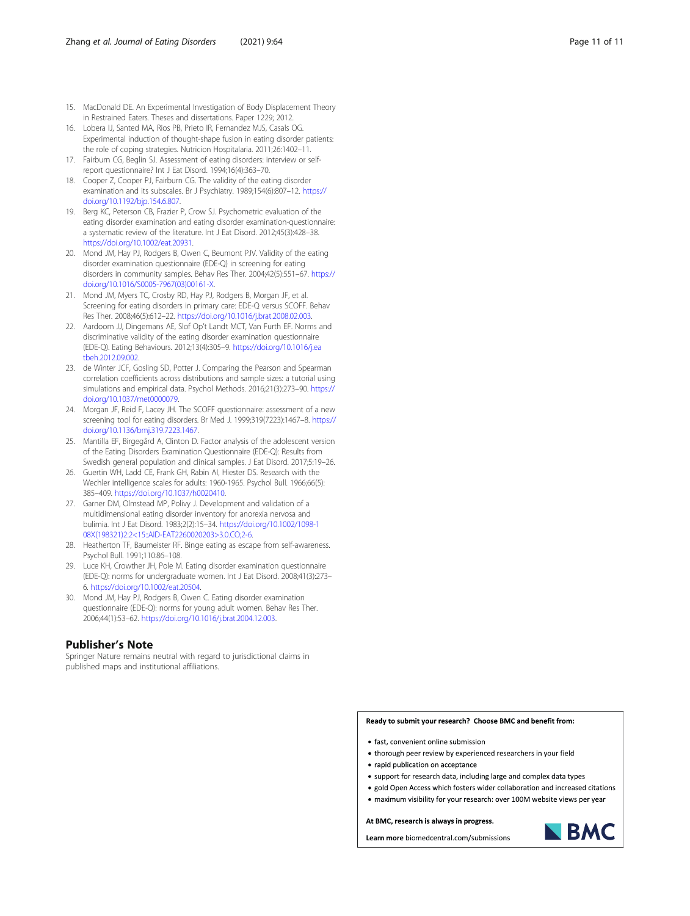15. MacDonald DE. An Experimental Investigation of Body Displacement Theory in Restrained Eaters. Theses and dissertations. Paper 1229; 2012.
16. Lobera IJ, Santed MA, Rios PB, Prieto IR, Fernandez MJS, Casals OG. Experimental induction of thought-shape fusion in eating disorder patients: the role of coping strategies. Nutricion Hospitalaria. 2011;26:1402–11.
17. Fairburn CG, Beglin SJ. Assessment of eating disorders: interview or self-report questionnaire? Int J Eat Disord. 1994;16(4):363–70.
18. Cooper Z, Cooper PJ, Fairburn CG. The validity of the eating disorder examination and its subscales. Br J Psychiatry. 1989;154(6):807–12. https://doi.org/10.1192/bjp.154.6.807.
19. Berg KC, Peterson CB, Frazier P, Crow SJ. Psychometric evaluation of the eating disorder examination and eating disorder examination-questionnaire: a systematic review of the literature. Int J Eat Disord. 2012;45(3):428–38. https://doi.org/10.1002/eat.20931.
20. Mond JM, Hay PJ, Rodgers B, Owen C, Beumont PJV. Validity of the eating disorder examination questionnaire (EDE-Q) in screening for eating disorders in community samples. Behav Res Ther. 2004;42(5):551–67. https://doi.org/10.1016/S0005-7967(03)00161-X.
21. Mond JM, Myers TC, Crosby RD, Hay PJ, Rodgers B, Morgan JF, et al. Screening for eating disorders in primary care: EDE-Q versus SCOFF. Behav Res Ther. 2008;46(5):612–22. https://doi.org/10.1016/j.brat.2008.02.003.
22. Aardoom JJ, Dingemans AE, Slof Op't Landt MCT, Van Furth EF. Norms and discriminative validity of the eating disorder examination questionnaire (EDE-Q). Eating Behaviours. 2012;13(4):305–9. https://doi.org/10.1016/j.eatbeh.2012.09.002.
23. de Winter JCF, Gosling SD, Potter J. Comparing the Pearson and Spearman correlation coefficients across distributions and sample sizes: a tutorial using simulations and empirical data. Psychol Methods. 2016;21(3):273–90. https://doi.org/10.1037/met0000079.
24. Morgan JF, Reid F, Lacey JH. The SCOFF questionnaire: assessment of a new screening tool for eating disorders. Br Med J. 1999;319(7223):1467–8. https://doi.org/10.1136/bmj.319.7223.1467.
25. Mantilla EF, Birgegård A, Clinton D. Factor analysis of the adolescent version of the Eating Disorders Examination Questionnaire (EDE-Q): Results from Swedish general population and clinical samples. J Eat Disord. 2017;5:19–26.
26. Guertin WH, Ladd CE, Frank GH, Rabin AI, Hiester DS. Research with the Wechler intelligence scales for adults: 1960-1965. Psychol Bull. 1966;66(5):385–409. https://doi.org/10.1037/h0020410.
27. Garner DM, Olmstead MP, Polivy J. Development and validation of a multidimensional eating disorder inventory for anorexia nervosa and bulimia. Int J Eat Disord. 1983;2(2):15–34. https://doi.org/10.1002/1098-108X(198321)2:2<15::AID-EAT2260020203>3.0.CO;2-6.
28. Heatherton TF, Baumeister RF. Binge eating as escape from self-awareness. Psychol Bull. 1991;110:86–108.
29. Luce KH, Crowther JH, Pole M. Eating disorder examination questionnaire (EDE-Q): norms for undergraduate women. Int J Eat Disord. 2008;41(3):273–6. https://doi.org/10.1002/eat.20504.
30. Mond JM, Hay PJ, Rodgers B, Owen C. Eating disorder examination questionnaire (EDE-Q): norms for young adult women. Behav Res Ther. 2006;44(1):53–62. https://doi.org/10.1016/j.brat.2004.12.003.

## Publisher's Note

Springer Nature remains neutral with regard to jurisdictional claims in published maps and institutional affiliations.

**Ready to submit your research? Choose BMC and benefit from:**

- fast, convenient online submission
- thorough peer review by experienced researchers in your field
- rapid publication on acceptance
- support for research data, including large and complex data types
- gold Open Access which fosters wider collaboration and increased citations
- maximum visibility for your research: over 100M website views per year

**At BMC, research is always in progress.**

**Learn more** biomedcentral.com/submissions

BMC